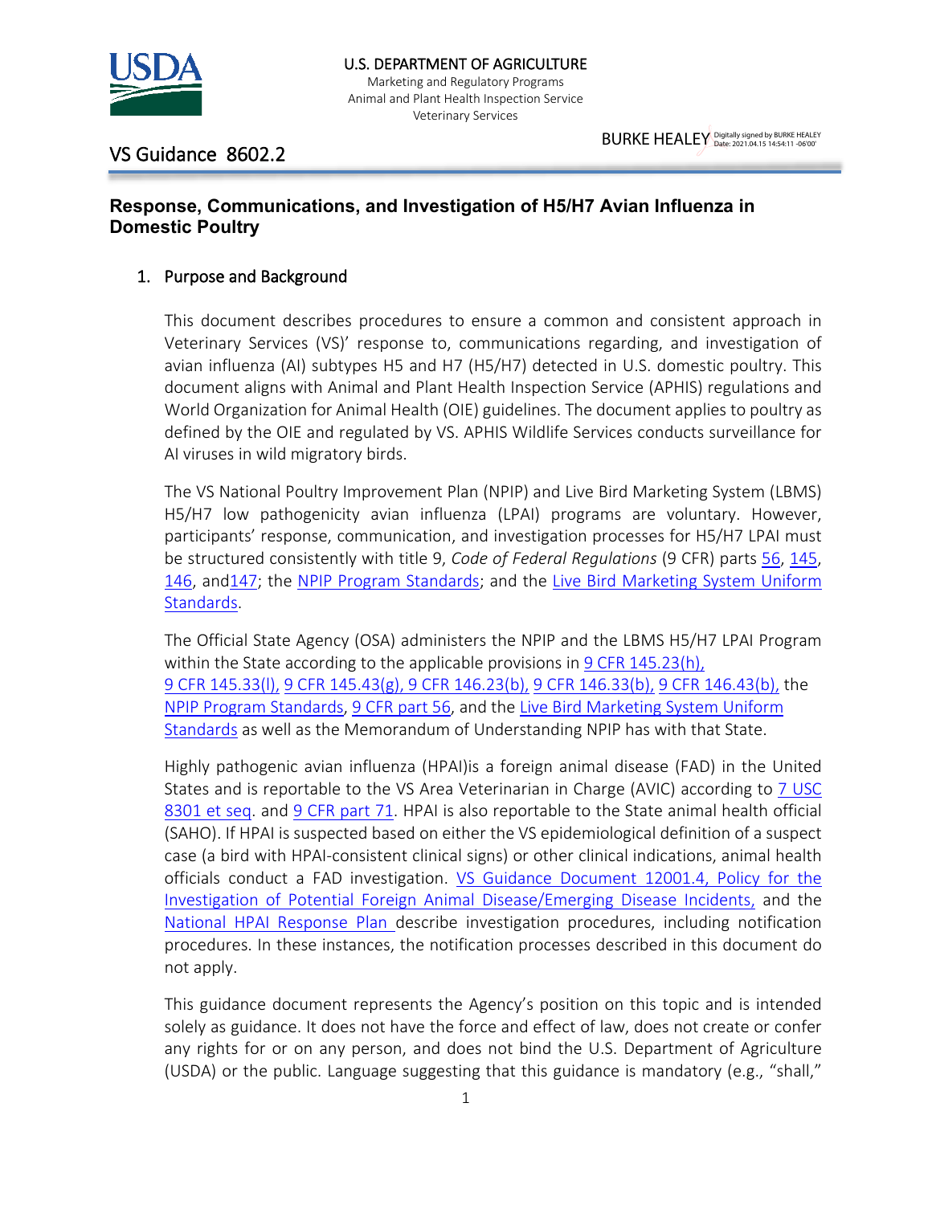U.S. DEPARTMENT OF AGRICULTURE
Marketing and Regulatory Programs
Animal and Plant Health Inspection Service
Veterinary Services

BURKE HEALEY Digitally signed by BURKE HEALEY Date: 2021.04.15 14:54:11 -06'00'

VS Guidance 8602.2

# Response, Communications, and Investigation of H5/H7 Avian Influenza in Domestic Poultry

## 1. Purpose and Background

This document describes procedures to ensure a common and consistent approach in Veterinary Services (VS)' response to, communications regarding, and investigation of avian influenza (AI) subtypes H5 and H7 (H5/H7) detected in U.S. domestic poultry. This document aligns with Animal and Plant Health Inspection Service (APHIS) regulations and World Organization for Animal Health (OIE) guidelines. The document applies to poultry as defined by the OIE and regulated by VS. APHIS Wildlife Services conducts surveillance for AI viruses in wild migratory birds.

The VS National Poultry Improvement Plan (NPIP) and Live Bird Marketing System (LBMS) H5/H7 low pathogenicity avian influenza (LPAI) programs are voluntary. However, participants' response, communication, and investigation processes for H5/H7 LPAI must be structured consistently with title 9, *Code of Federal Regulations* (9 CFR) parts 56, 145, 146, and147; the NPIP Program Standards; and the Live Bird Marketing System Uniform Standards.

The Official State Agency (OSA) administers the NPIP and the LBMS H5/H7 LPAI Program within the State according to the applicable provisions in 9 CFR 145.23(h), 9 CFR 145.33(l), 9 CFR 145.43(g), 9 CFR 146.23(b), 9 CFR 146.33(b), 9 CFR 146.43(b), the NPIP Program Standards, 9 CFR part 56, and the Live Bird Marketing System Uniform Standards as well as the Memorandum of Understanding NPIP has with that State.

Highly pathogenic avian influenza (HPAI)is a foreign animal disease (FAD) in the United States and is reportable to the VS Area Veterinarian in Charge (AVIC) according to 7 USC 8301 et seq. and 9 CFR part 71. HPAI is also reportable to the State animal health official (SAHO). If HPAI is suspected based on either the VS epidemiological definition of a suspect case (a bird with HPAI-consistent clinical signs) or other clinical indications, animal health officials conduct a FAD investigation. VS Guidance Document 12001.4, Policy for the Investigation of Potential Foreign Animal Disease/Emerging Disease Incidents, and the National HPAI Response Plan describe investigation procedures, including notification procedures. In these instances, the notification processes described in this document do not apply.

This guidance document represents the Agency's position on this topic and is intended solely as guidance. It does not have the force and effect of law, does not create or confer any rights for or on any person, and does not bind the U.S. Department of Agriculture (USDA) or the public. Language suggesting that this guidance is mandatory (e.g., "shall,"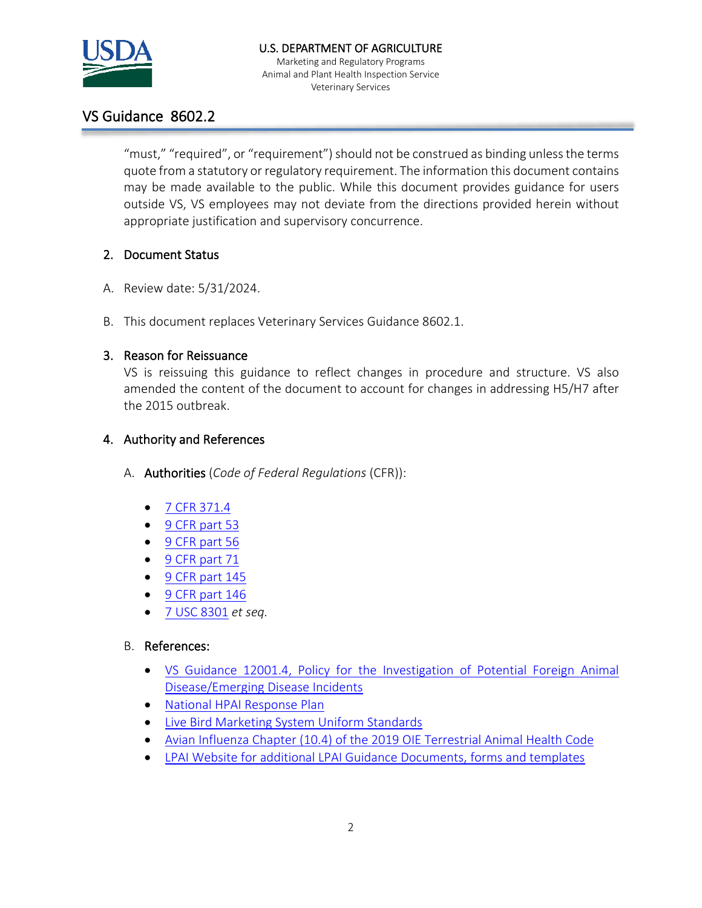"must," "required", or "requirement") should not be construed as binding unless the terms quote from a statutory or regulatory requirement. The information this document contains may be made available to the public. While this document provides guidance for users outside VS, VS employees may not deviate from the directions provided herein without appropriate justification and supervisory concurrence.

## 2. Document Status

A. Review date: 5/31/2024.

B. This document replaces Veterinary Services Guidance 8602.1.

## 3. Reason for Reissuance

VS is reissuing this guidance to reflect changes in procedure and structure. VS also amended the content of the document to account for changes in addressing H5/H7 after the 2015 outbreak.

## 4. Authority and References

A. **Authorities** (*Code of Federal Regulations* (CFR)):

- 7 CFR 371.4
- 9 CFR part 53
- 9 CFR part 56
- 9 CFR part 71
- 9 CFR part 145
- 9 CFR part 146
- 7 USC 8301 *et seq.*

B. **References:**

- VS Guidance 12001.4, Policy for the Investigation of Potential Foreign Animal Disease/Emerging Disease Incidents
- National HPAI Response Plan
- Live Bird Marketing System Uniform Standards
- Avian Influenza Chapter (10.4) of the 2019 OIE Terrestrial Animal Health Code
- LPAI Website for additional LPAI Guidance Documents, forms and templates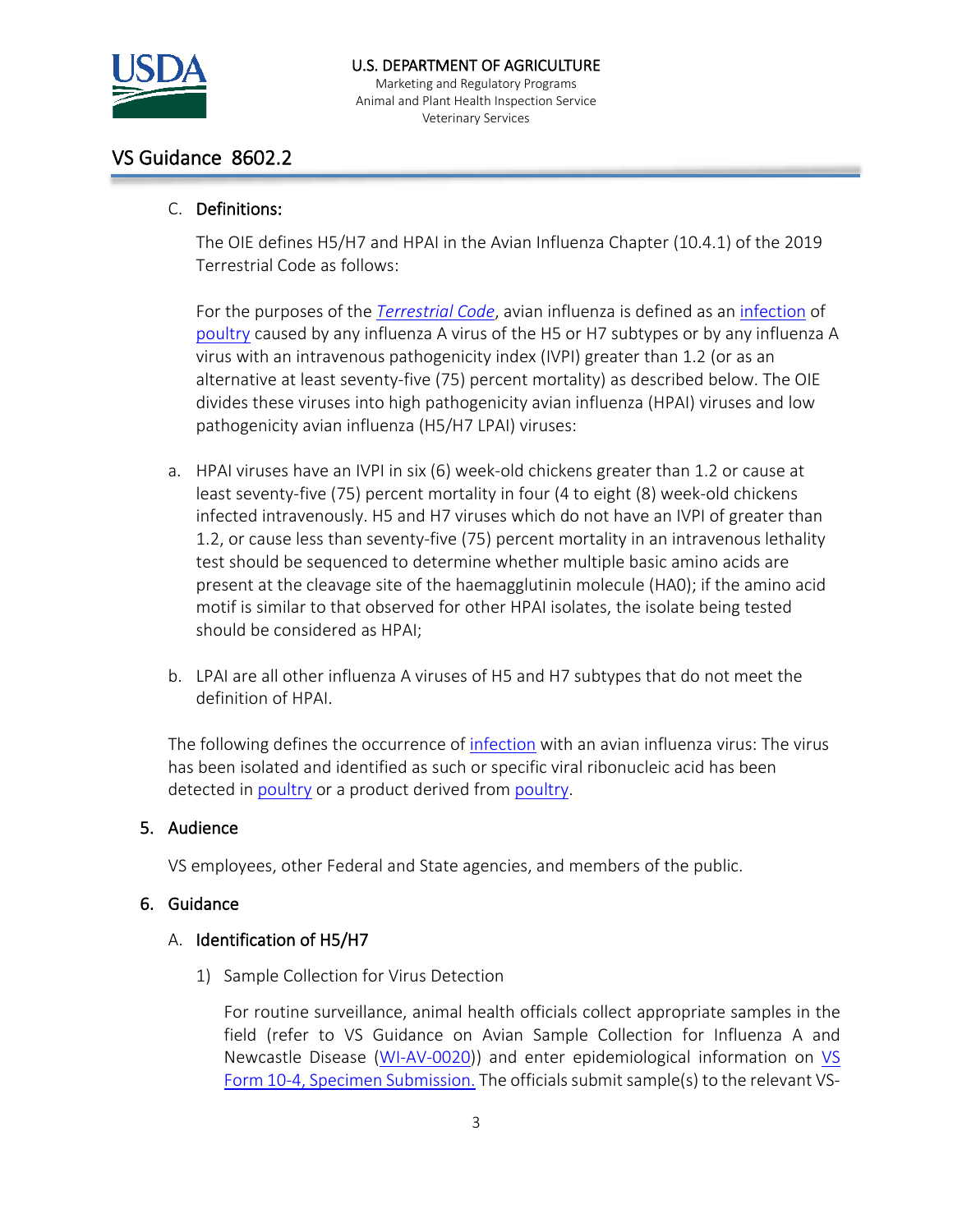C. **Definitions:**

The OIE defines H5/H7 and HPAI in the Avian Influenza Chapter (10.4.1) of the 2019 Terrestrial Code as follows:

For the purposes of the *Terrestrial Code*, avian influenza is defined as an infection of poultry caused by any influenza A virus of the H5 or H7 subtypes or by any influenza A virus with an intravenous pathogenicity index (IVPI) greater than 1.2 (or as an alternative at least seventy-five (75) percent mortality) as described below. The OIE divides these viruses into high pathogenicity avian influenza (HPAI) viruses and low pathogenicity avian influenza (H5/H7 LPAI) viruses:

a. HPAI viruses have an IVPI in six (6) week-old chickens greater than 1.2 or cause at least seventy-five (75) percent mortality in four (4 to eight (8) week-old chickens infected intravenously. H5 and H7 viruses which do not have an IVPI of greater than 1.2, or cause less than seventy-five (75) percent mortality in an intravenous lethality test should be sequenced to determine whether multiple basic amino acids are present at the cleavage site of the haemagglutinin molecule (HA0); if the amino acid motif is similar to that observed for other HPAI isolates, the isolate being tested should be considered as HPAI;

b. LPAI are all other influenza A viruses of H5 and H7 subtypes that do not meet the definition of HPAI.

The following defines the occurrence of infection with an avian influenza virus: The virus has been isolated and identified as such or specific viral ribonucleic acid has been detected in poultry or a product derived from poultry.

## 5. Audience

VS employees, other Federal and State agencies, and members of the public.

## 6. Guidance

### A. Identification of H5/H7

1) Sample Collection for Virus Detection

For routine surveillance, animal health officials collect appropriate samples in the field (refer to VS Guidance on Avian Sample Collection for Influenza A and Newcastle Disease (WI-AV-0020)) and enter epidemiological information on VS Form 10-4, Specimen Submission. The officials submit sample(s) to the relevant VS-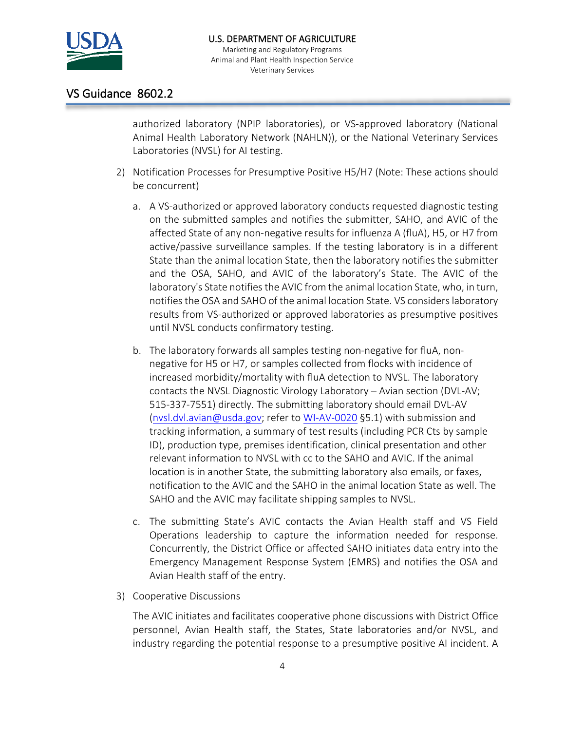authorized laboratory (NPIP laboratories), or VS-approved laboratory (National Animal Health Laboratory Network (NAHLN)), or the National Veterinary Services Laboratories (NVSL) for AI testing.

2) Notification Processes for Presumptive Positive H5/H7 (Note: These actions should be concurrent)

   a. A VS-authorized or approved laboratory conducts requested diagnostic testing on the submitted samples and notifies the submitter, SAHO, and AVIC of the affected State of any non-negative results for influenza A (fluA), H5, or H7 from active/passive surveillance samples. If the testing laboratory is in a different State than the animal location State, then the laboratory notifies the submitter and the OSA, SAHO, and AVIC of the laboratory's State. The AVIC of the laboratory's State notifies the AVIC from the animal location State, who, in turn, notifies the OSA and SAHO of the animal location State. VS considers laboratory results from VS-authorized or approved laboratories as presumptive positives until NVSL conducts confirmatory testing.

   b. The laboratory forwards all samples testing non-negative for fluA, non-negative for H5 or H7, or samples collected from flocks with incidence of increased morbidity/mortality with fluA detection to NVSL. The laboratory contacts the NVSL Diagnostic Virology Laboratory – Avian section (DVL-AV; 515-337-7551) directly. The submitting laboratory should email DVL-AV (nvsl.dvl.avian@usda.gov; refer to WI-AV-0020 §5.1) with submission and tracking information, a summary of test results (including PCR Cts by sample ID), production type, premises identification, clinical presentation and other relevant information to NVSL with cc to the SAHO and AVIC. If the animal location is in another State, the submitting laboratory also emails, or faxes, notification to the AVIC and the SAHO in the animal location State as well. The SAHO and the AVIC may facilitate shipping samples to NVSL.

   c. The submitting State's AVIC contacts the Avian Health staff and VS Field Operations leadership to capture the information needed for response. Concurrently, the District Office or affected SAHO initiates data entry into the Emergency Management Response System (EMRS) and notifies the OSA and Avian Health staff of the entry.

3) Cooperative Discussions

   The AVIC initiates and facilitates cooperative phone discussions with District Office personnel, Avian Health staff, the States, State laboratories and/or NVSL, and industry regarding the potential response to a presumptive positive AI incident. A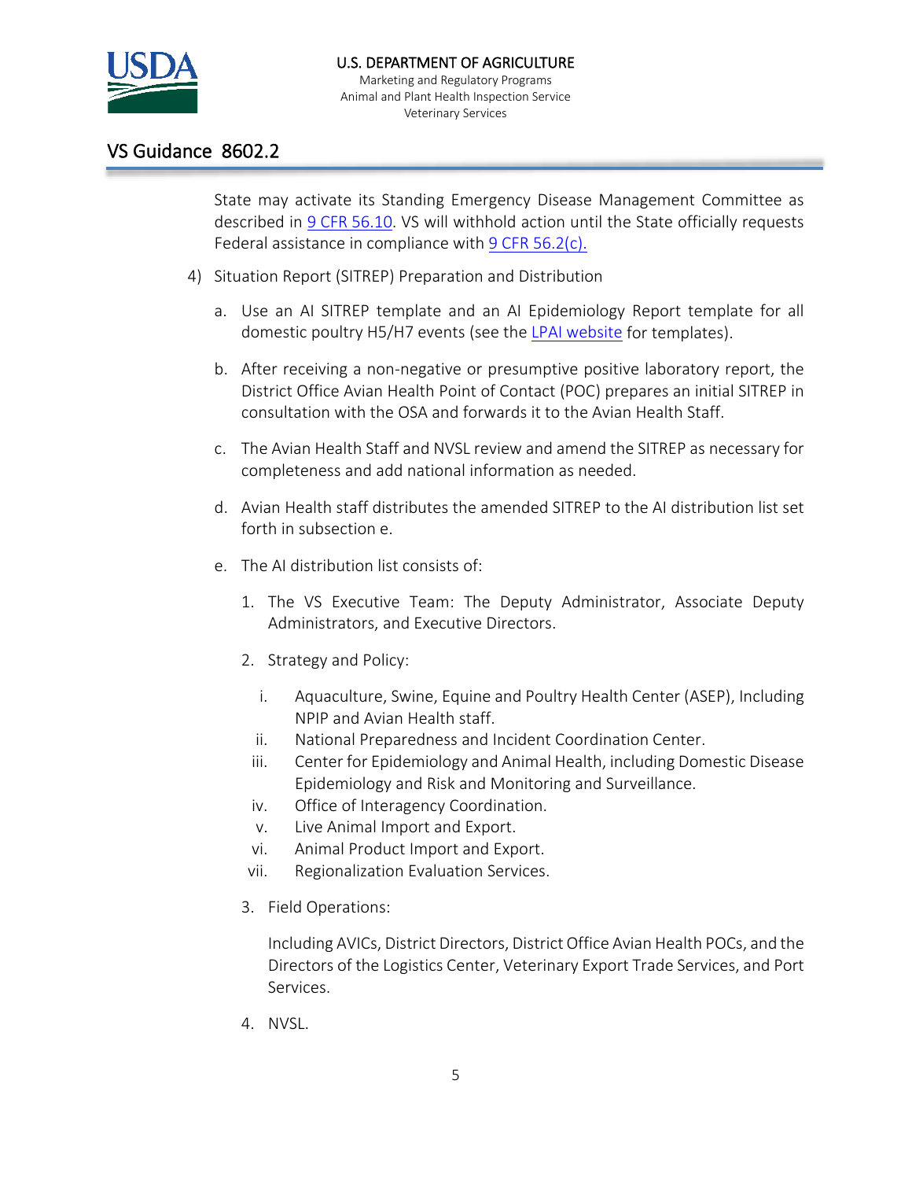State may activate its Standing Emergency Disease Management Committee as described in 9 CFR 56.10. VS will withhold action until the State officially requests Federal assistance in compliance with 9 CFR 56.2(c).

4) Situation Report (SITREP) Preparation and Distribution

   a. Use an AI SITREP template and an AI Epidemiology Report template for all domestic poultry H5/H7 events (see the LPAI website for templates).

   b. After receiving a non-negative or presumptive positive laboratory report, the District Office Avian Health Point of Contact (POC) prepares an initial SITREP in consultation with the OSA and forwards it to the Avian Health Staff.

   c. The Avian Health Staff and NVSL review and amend the SITREP as necessary for completeness and add national information as needed.

   d. Avian Health staff distributes the amended SITREP to the AI distribution list set forth in subsection e.

   e. The AI distribution list consists of:

      1. The VS Executive Team: The Deputy Administrator, Associate Deputy Administrators, and Executive Directors.

      2. Strategy and Policy:

         i. Aquaculture, Swine, Equine and Poultry Health Center (ASEP), Including NPIP and Avian Health staff.
         ii. National Preparedness and Incident Coordination Center.
         iii. Center for Epidemiology and Animal Health, including Domestic Disease Epidemiology and Risk and Monitoring and Surveillance.
         iv. Office of Interagency Coordination.
         v. Live Animal Import and Export.
         vi. Animal Product Import and Export.
         vii. Regionalization Evaluation Services.

      3. Field Operations:

         Including AVICs, District Directors, District Office Avian Health POCs, and the Directors of the Logistics Center, Veterinary Export Trade Services, and Port Services.

      4. NVSL.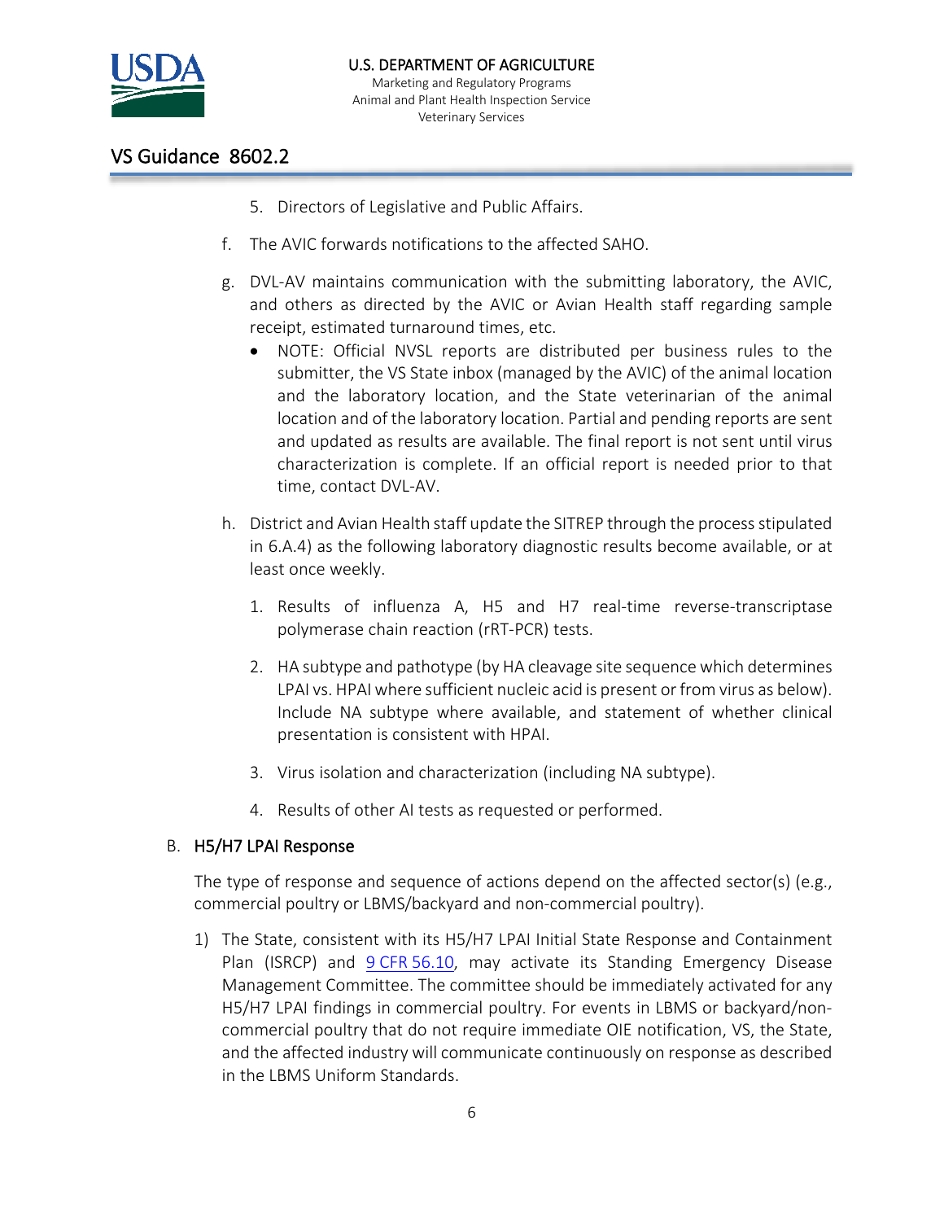5. Directors of Legislative and Public Affairs.

f. The AVIC forwards notifications to the affected SAHO.

g. DVL-AV maintains communication with the submitting laboratory, the AVIC, and others as directed by the AVIC or Avian Health staff regarding sample receipt, estimated turnaround times, etc.

   - NOTE: Official NVSL reports are distributed per business rules to the submitter, the VS State inbox (managed by the AVIC) of the animal location and the laboratory location, and the State veterinarian of the animal location and of the laboratory location. Partial and pending reports are sent and updated as results are available. The final report is not sent until virus characterization is complete. If an official report is needed prior to that time, contact DVL-AV.

h. District and Avian Health staff update the SITREP through the process stipulated in 6.A.4) as the following laboratory diagnostic results become available, or at least once weekly.

   1. Results of influenza A, H5 and H7 real-time reverse-transcriptase polymerase chain reaction (rRT-PCR) tests.

   2. HA subtype and pathotype (by HA cleavage site sequence which determines LPAI vs. HPAI where sufficient nucleic acid is present or from virus as below). Include NA subtype where available, and statement of whether clinical presentation is consistent with HPAI.

   3. Virus isolation and characterization (including NA subtype).

   4. Results of other AI tests as requested or performed.

B. H5/H7 LPAI Response

The type of response and sequence of actions depend on the affected sector(s) (e.g., commercial poultry or LBMS/backyard and non-commercial poultry).

1) The State, consistent with its H5/H7 LPAI Initial State Response and Containment Plan (ISRCP) and 9 CFR 56.10, may activate its Standing Emergency Disease Management Committee. The committee should be immediately activated for any H5/H7 LPAI findings in commercial poultry. For events in LBMS or backyard/non-commercial poultry that do not require immediate OIE notification, VS, the State, and the affected industry will communicate continuously on response as described in the LBMS Uniform Standards.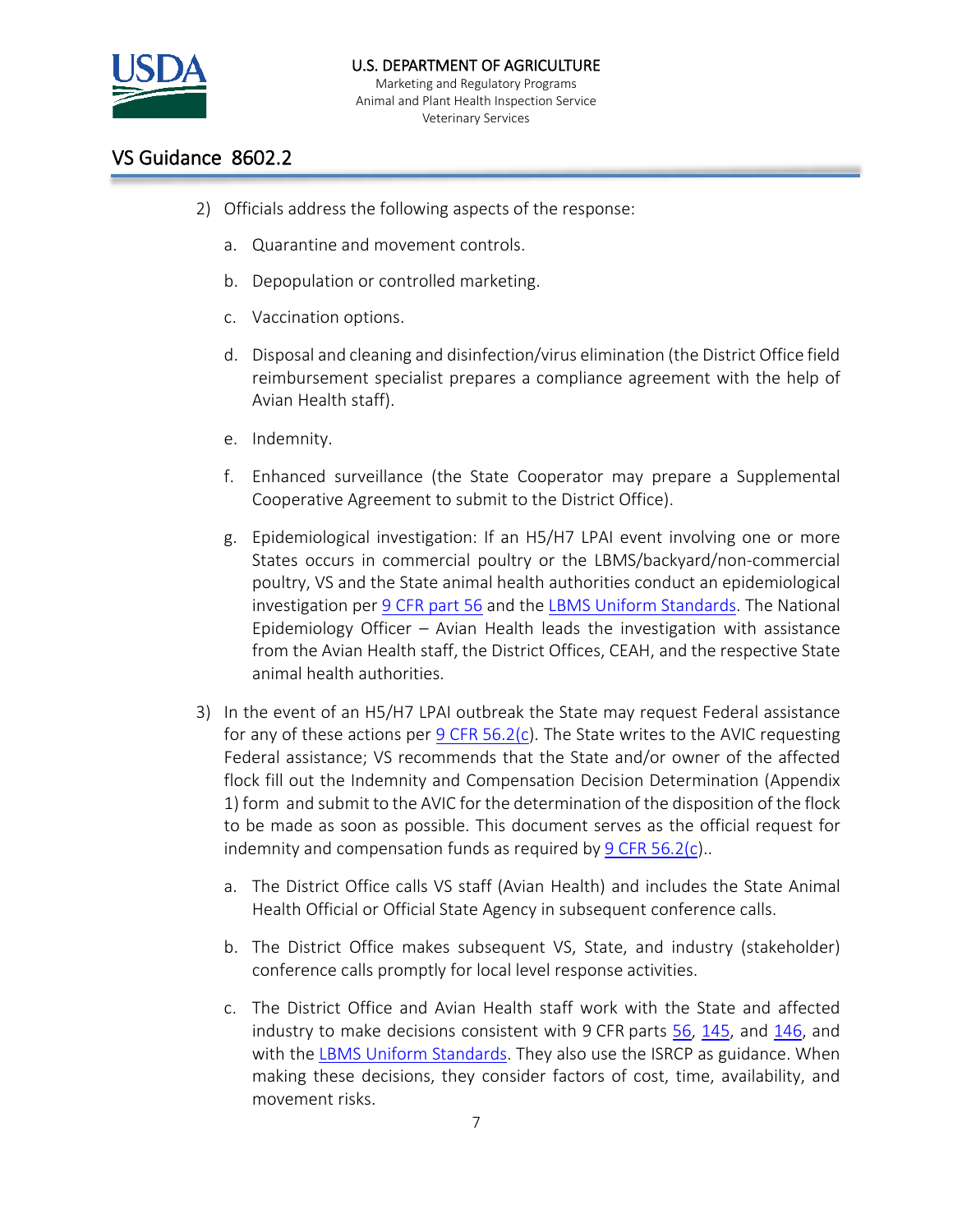2) Officials address the following aspects of the response:

   a. Quarantine and movement controls.

   b. Depopulation or controlled marketing.

   c. Vaccination options.

   d. Disposal and cleaning and disinfection/virus elimination (the District Office field reimbursement specialist prepares a compliance agreement with the help of Avian Health staff).

   e. Indemnity.

   f. Enhanced surveillance (the State Cooperator may prepare a Supplemental Cooperative Agreement to submit to the District Office).

   g. Epidemiological investigation: If an H5/H7 LPAI event involving one or more States occurs in commercial poultry or the LBMS/backyard/non-commercial poultry, VS and the State animal health authorities conduct an epidemiological investigation per 9 CFR part 56 and the LBMS Uniform Standards. The National Epidemiology Officer – Avian Health leads the investigation with assistance from the Avian Health staff, the District Offices, CEAH, and the respective State animal health authorities.

3) In the event of an H5/H7 LPAI outbreak the State may request Federal assistance for any of these actions per 9 CFR 56.2(c). The State writes to the AVIC requesting Federal assistance; VS recommends that the State and/or owner of the affected flock fill out the Indemnity and Compensation Decision Determination (Appendix 1) form and submit to the AVIC for the determination of the disposition of the flock to be made as soon as possible. This document serves as the official request for indemnity and compensation funds as required by 9 CFR 56.2(c)..

   a. The District Office calls VS staff (Avian Health) and includes the State Animal Health Official or Official State Agency in subsequent conference calls.

   b. The District Office makes subsequent VS, State, and industry (stakeholder) conference calls promptly for local level response activities.

   c. The District Office and Avian Health staff work with the State and affected industry to make decisions consistent with 9 CFR parts 56, 145, and 146, and with the LBMS Uniform Standards. They also use the ISRCP as guidance. When making these decisions, they consider factors of cost, time, availability, and movement risks.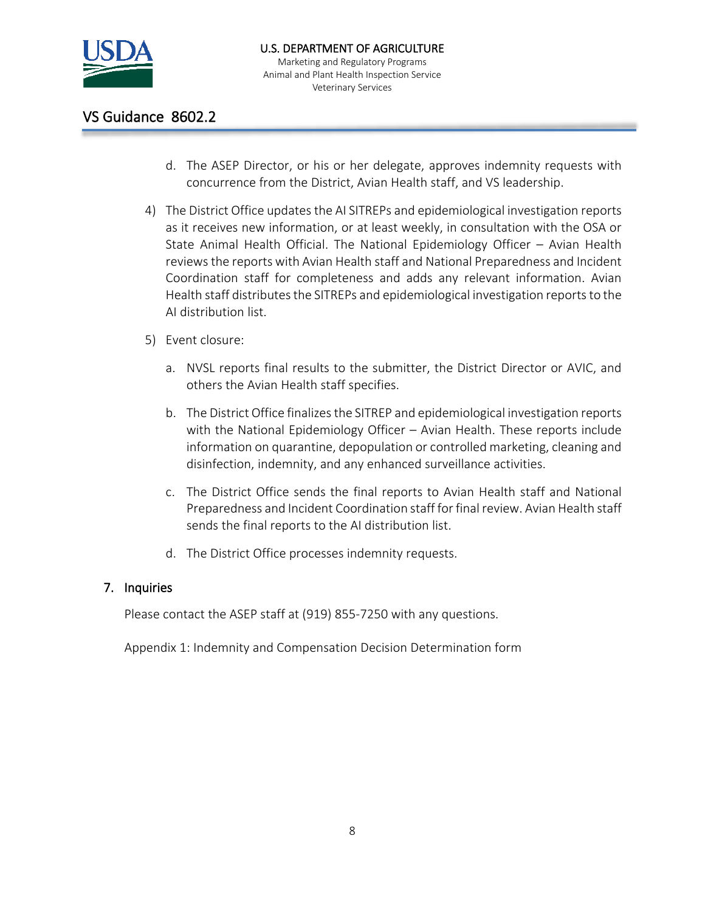d. The ASEP Director, or his or her delegate, approves indemnity requests with concurrence from the District, Avian Health staff, and VS leadership.

4) The District Office updates the AI SITREPs and epidemiological investigation reports as it receives new information, or at least weekly, in consultation with the OSA or State Animal Health Official. The National Epidemiology Officer – Avian Health reviews the reports with Avian Health staff and National Preparedness and Incident Coordination staff for completeness and adds any relevant information. Avian Health staff distributes the SITREPs and epidemiological investigation reports to the AI distribution list.

5) Event closure:

   a. NVSL reports final results to the submitter, the District Director or AVIC, and others the Avian Health staff specifies.

   b. The District Office finalizes the SITREP and epidemiological investigation reports with the National Epidemiology Officer – Avian Health. These reports include information on quarantine, depopulation or controlled marketing, cleaning and disinfection, indemnity, and any enhanced surveillance activities.

   c. The District Office sends the final reports to Avian Health staff and National Preparedness and Incident Coordination staff for final review. Avian Health staff sends the final reports to the AI distribution list.

   d. The District Office processes indemnity requests.

## 7. Inquiries

Please contact the ASEP staff at (919) 855-7250 with any questions.

Appendix 1: Indemnity and Compensation Decision Determination form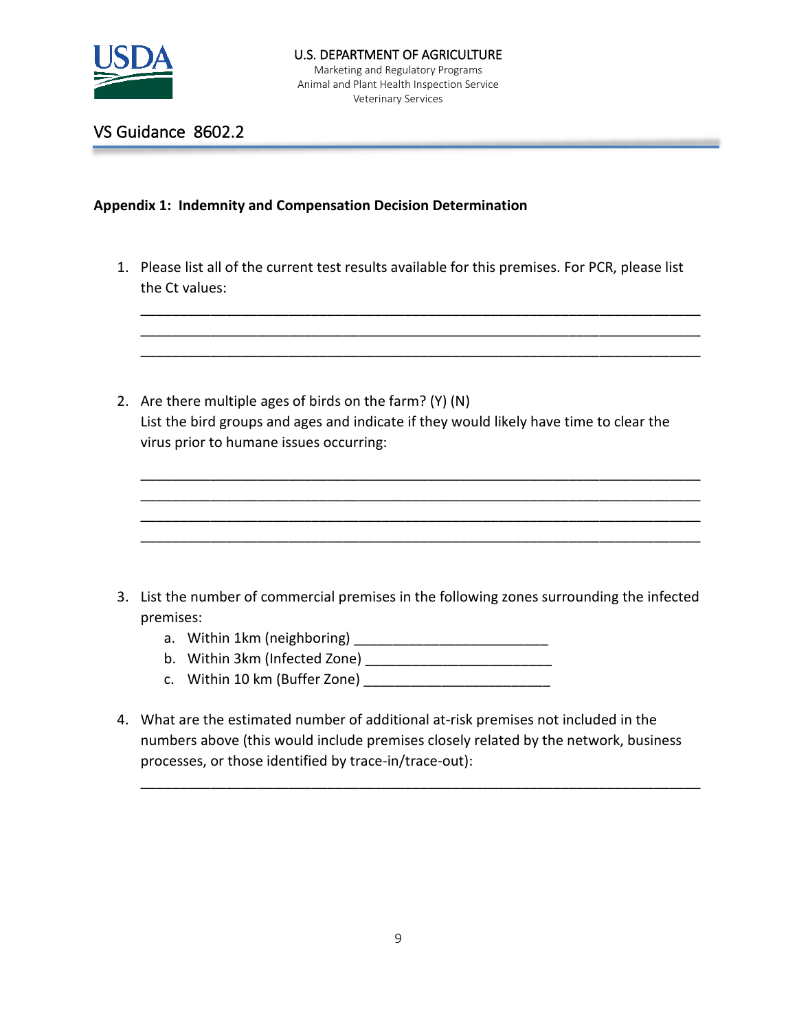**Appendix 1: Indemnity and Compensation Decision Determination**

1. Please list all of the current test results available for this premises. For PCR, please list the Ct values:

   ________________________________________________________________________
   ________________________________________________________________________
   ________________________________________________________________________

2. Are there multiple ages of birds on the farm? (Y) (N)
   List the bird groups and ages and indicate if they would likely have time to clear the virus prior to humane issues occurring:

   ________________________________________________________________________
   ________________________________________________________________________
   ________________________________________________________________________
   ________________________________________________________________________

3. List the number of commercial premises in the following zones surrounding the infected premises:
   a. Within 1km (neighboring) ________________________
   b. Within 3km (Infected Zone) ________________________
   c. Within 10 km (Buffer Zone) ________________________

4. What are the estimated number of additional at-risk premises not included in the numbers above (this would include premises closely related by the network, business processes, or those identified by trace-in/trace-out):

   ________________________________________________________________________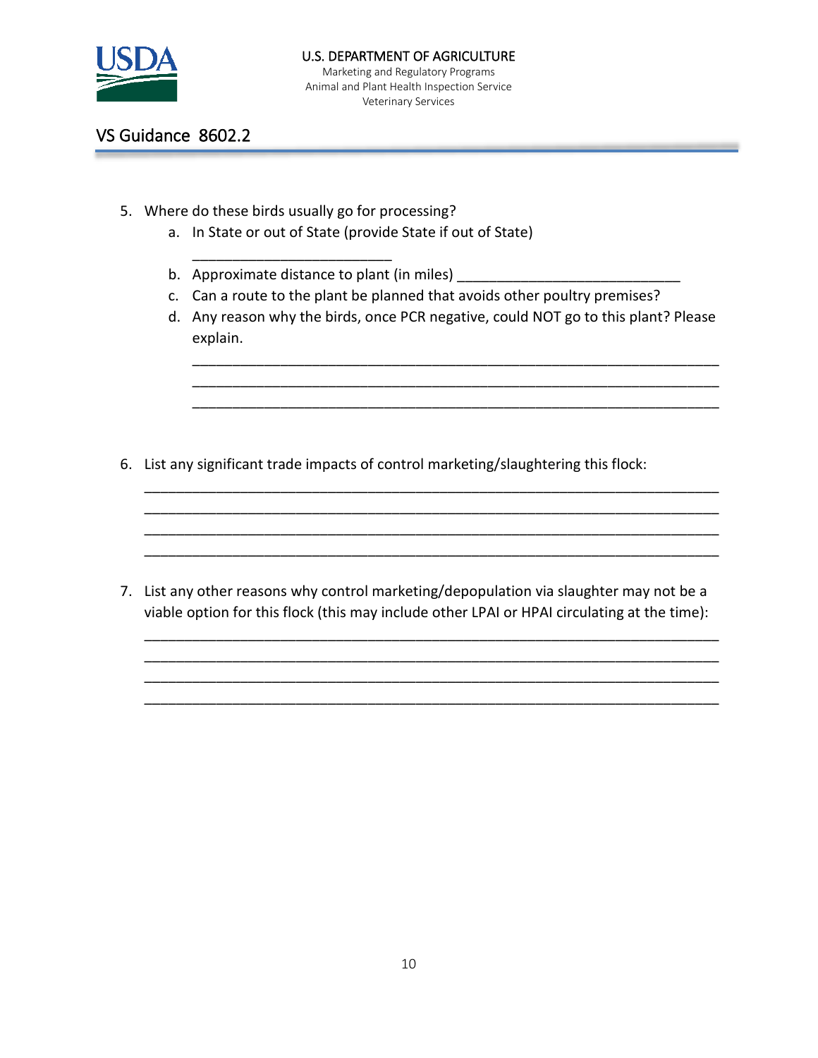5. Where do these birds usually go for processing?
    a. In State or out of State (provide State if out of State) ________________________
    b. Approximate distance to plant (in miles) ___________________________
    c. Can a route to the plant be planned that avoids other poultry premises?
    d. Any reason why the birds, once PCR negative, could NOT go to this plant? Please explain.

        ________________________________________________________________
        ________________________________________________________________
        ________________________________________________________________

6. List any significant trade impacts of control marketing/slaughtering this flock:

    ______________________________________________________________________
    ______________________________________________________________________
    ______________________________________________________________________
    ______________________________________________________________________

7. List any other reasons why control marketing/depopulation via slaughter may not be a viable option for this flock (this may include other LPAI or HPAI circulating at the time):

    ______________________________________________________________________
    ______________________________________________________________________
    ______________________________________________________________________
    ______________________________________________________________________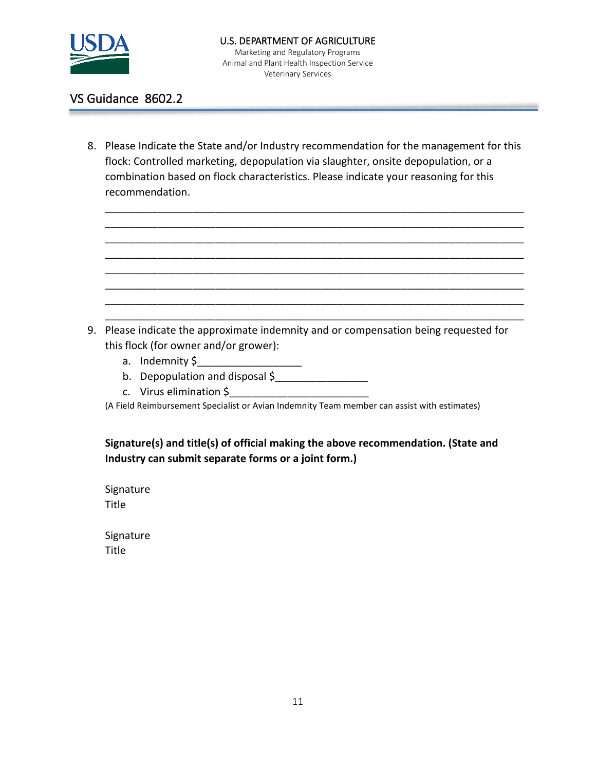8. Please Indicate the State and/or Industry recommendation for the management for this flock: Controlled marketing, depopulation via slaughter, onsite depopulation, or a combination based on flock characteristics. Please indicate your reasoning for this recommendation.

   ___________________________________________________________________________
   ___________________________________________________________________________
   ___________________________________________________________________________
   ___________________________________________________________________________
   ___________________________________________________________________________
   ___________________________________________________________________________
   ___________________________________________________________________________
   ___________________________________________________________________________

9. Please indicate the approximate indemnity and or compensation being requested for this flock (for owner and/or grower):
   a. Indemnity $__________________
   b. Depopulation and disposal $________________
   c. Virus elimination $________________________

   (A Field Reimbursement Specialist or Avian Indemnity Team member can assist with estimates)

**Signature(s) and title(s) of official making the above recommendation. (State and Industry can submit separate forms or a joint form.)**

Signature
Title

Signature
Title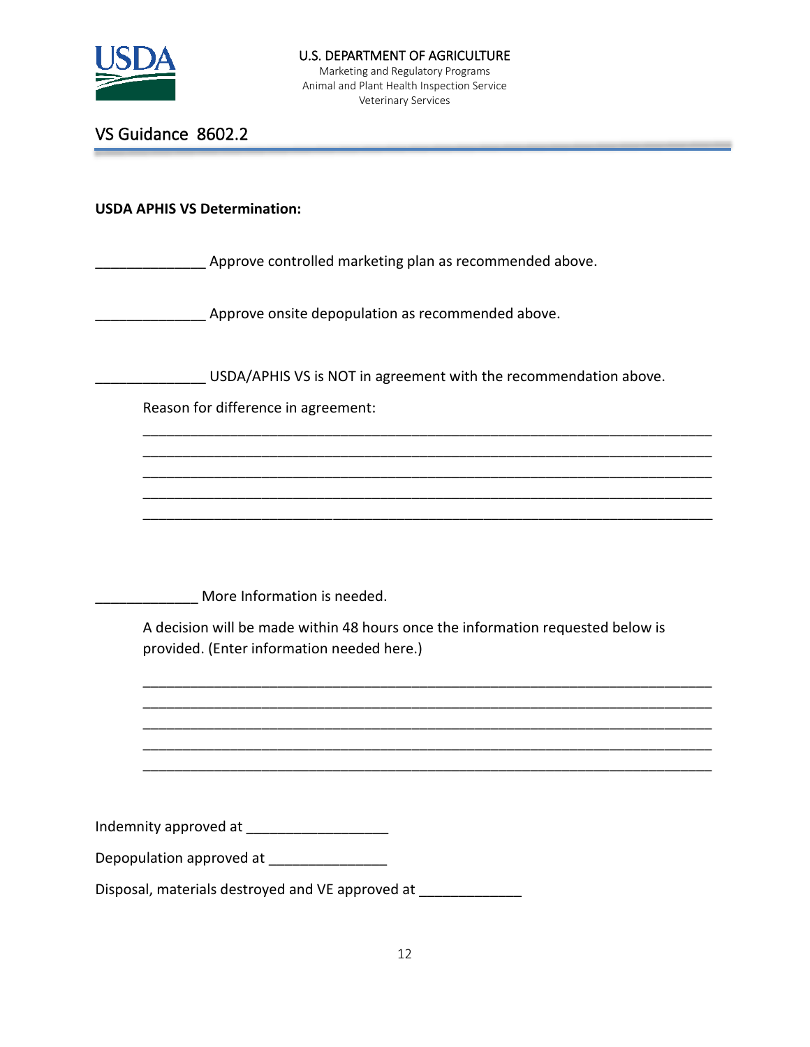**USDA APHIS VS Determination:**

______________ Approve controlled marketing plan as recommended above.

______________ Approve onsite depopulation as recommended above.

______________ USDA/APHIS VS is NOT in agreement with the recommendation above.

Reason for difference in agreement:

_________________________________________________________________________
_________________________________________________________________________
_________________________________________________________________________
_________________________________________________________________________
_________________________________________________________________________

_____________ More Information is needed.

A decision will be made within 48 hours once the information requested below is provided. (Enter information needed here.)

_________________________________________________________________________
_________________________________________________________________________
_________________________________________________________________________
_________________________________________________________________________
_________________________________________________________________________

Indemnity approved at __________________

Depopulation approved at _______________

Disposal, materials destroyed and VE approved at _____________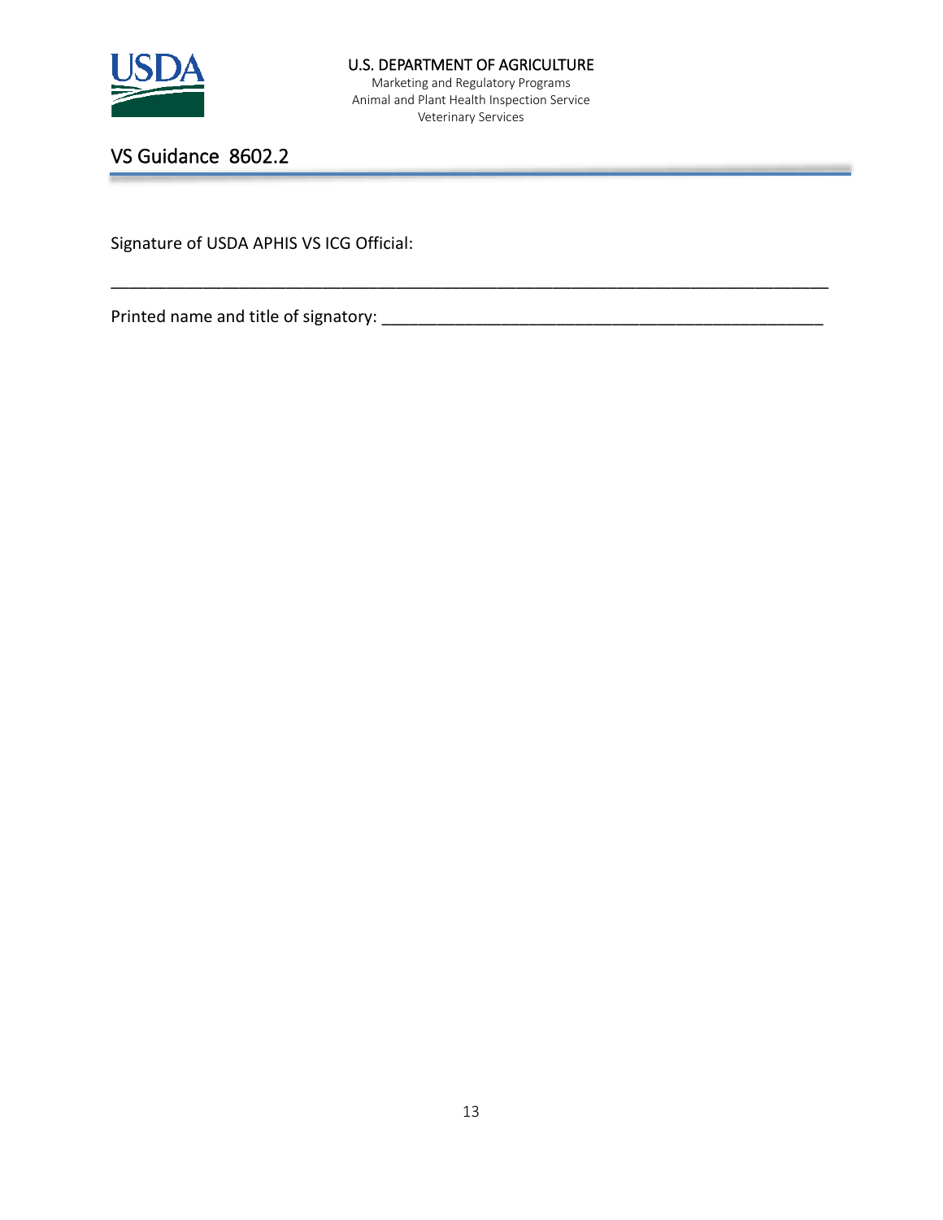Signature of USDA APHIS VS ICG Official:

_____________________________________________________________________________

Printed name and title of signatory: _______________________________________________